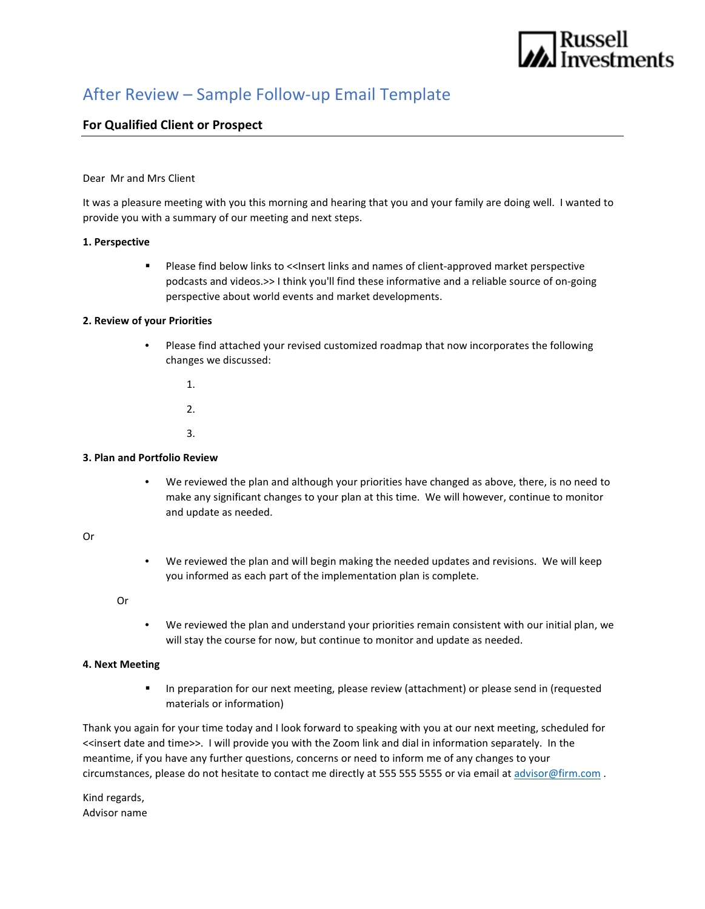# After Review – Sample Follow-up Email Template

## For Qualified Client or Prospect

Dear Mr and Mrs Client

It was a pleasure meeting with you this morning and hearing that you and your family are doing well. I wanted to provide you with a summary of our meeting and next steps.

**1. Perspective**

- Please find below links to <<Insert links and names of client-approved market perspective podcasts and videos.>> I think you'll find these informative and a reliable source of on-going perspective about world events and market developments.

**2. Review of your Priorities**

- Please find attached your revised customized roadmap that now incorporates the following changes we discussed:

   1.

   2.

   3.

**3. Plan and Portfolio Review**

- We reviewed the plan and although your priorities have changed as above, there, is no need to make any significant changes to your plan at this time. We will however, continue to monitor and update as needed.

Or

- We reviewed the plan and will begin making the needed updates and revisions. We will keep you informed as each part of the implementation plan is complete.

Or

- We reviewed the plan and understand your priorities remain consistent with our initial plan, we will stay the course for now, but continue to monitor and update as needed.

**4. Next Meeting**

- In preparation for our next meeting, please review (attachment) or please send in (requested materials or information)

Thank you again for your time today and I look forward to speaking with you at our next meeting, scheduled for <<insert date and time>>. I will provide you with the Zoom link and dial in information separately. In the meantime, if you have any further questions, concerns or need to inform me of any changes to your circumstances, please do not hesitate to contact me directly at 555 555 5555 or via email at advisor@firm.com .

Kind regards,
Advisor name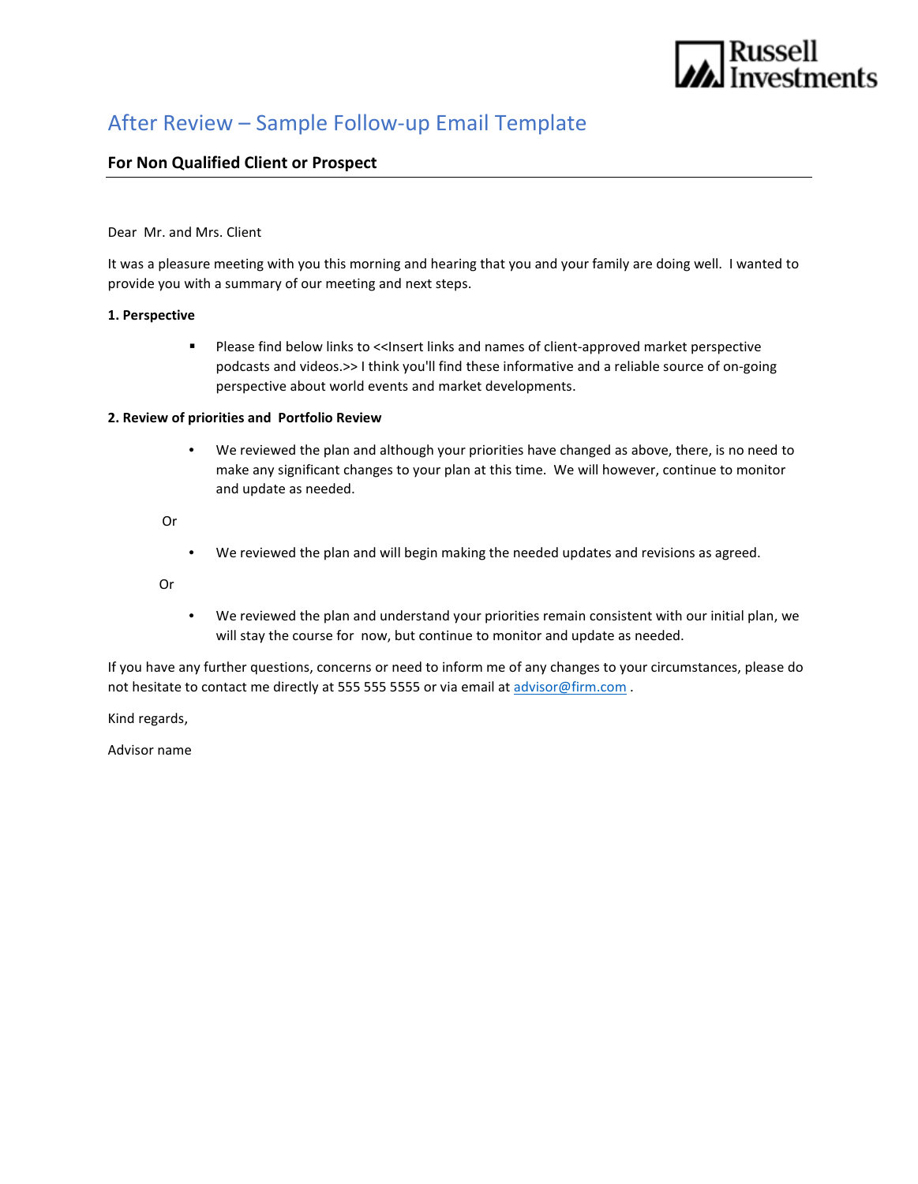# After Review – Sample Follow-up Email Template

## For Non Qualified Client or Prospect

Dear Mr. and Mrs. Client

It was a pleasure meeting with you this morning and hearing that you and your family are doing well. I wanted to provide you with a summary of our meeting and next steps.

**1. Perspective**

- Please find below links to <<Insert links and names of client-approved market perspective podcasts and videos.>> I think you'll find these informative and a reliable source of on-going perspective about world events and market developments.

**2. Review of priorities and Portfolio Review**

- We reviewed the plan and although your priorities have changed as above, there, is no need to make any significant changes to your plan at this time. We will however, continue to monitor and update as needed.

Or

- We reviewed the plan and will begin making the needed updates and revisions as agreed.

Or

- We reviewed the plan and understand your priorities remain consistent with our initial plan, we will stay the course for now, but continue to monitor and update as needed.

If you have any further questions, concerns or need to inform me of any changes to your circumstances, please do not hesitate to contact me directly at 555 555 5555 or via email at advisor@firm.com .

Kind regards,

Advisor name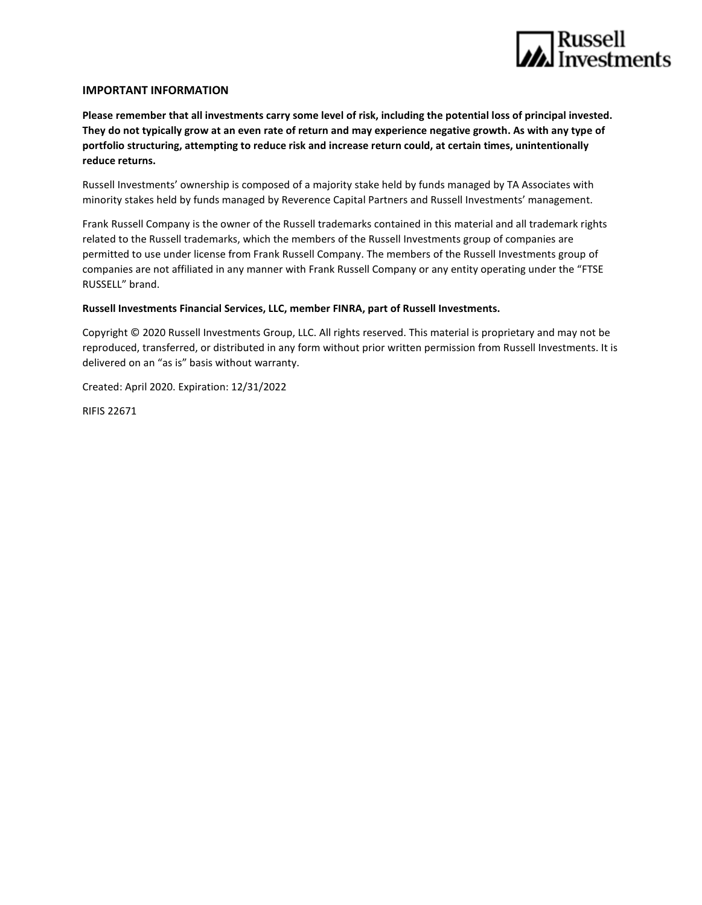## IMPORTANT INFORMATION

**Please remember that all investments carry some level of risk, including the potential loss of principal invested. They do not typically grow at an even rate of return and may experience negative growth. As with any type of portfolio structuring, attempting to reduce risk and increase return could, at certain times, unintentionally reduce returns.**

Russell Investments' ownership is composed of a majority stake held by funds managed by TA Associates with minority stakes held by funds managed by Reverence Capital Partners and Russell Investments' management.

Frank Russell Company is the owner of the Russell trademarks contained in this material and all trademark rights related to the Russell trademarks, which the members of the Russell Investments group of companies are permitted to use under license from Frank Russell Company. The members of the Russell Investments group of companies are not affiliated in any manner with Frank Russell Company or any entity operating under the "FTSE RUSSELL" brand.

**Russell Investments Financial Services, LLC, member FINRA, part of Russell Investments.**

Copyright © 2020 Russell Investments Group, LLC. All rights reserved. This material is proprietary and may not be reproduced, transferred, or distributed in any form without prior written permission from Russell Investments. It is delivered on an "as is" basis without warranty.

Created: April 2020. Expiration: 12/31/2022

RIFIS 22671